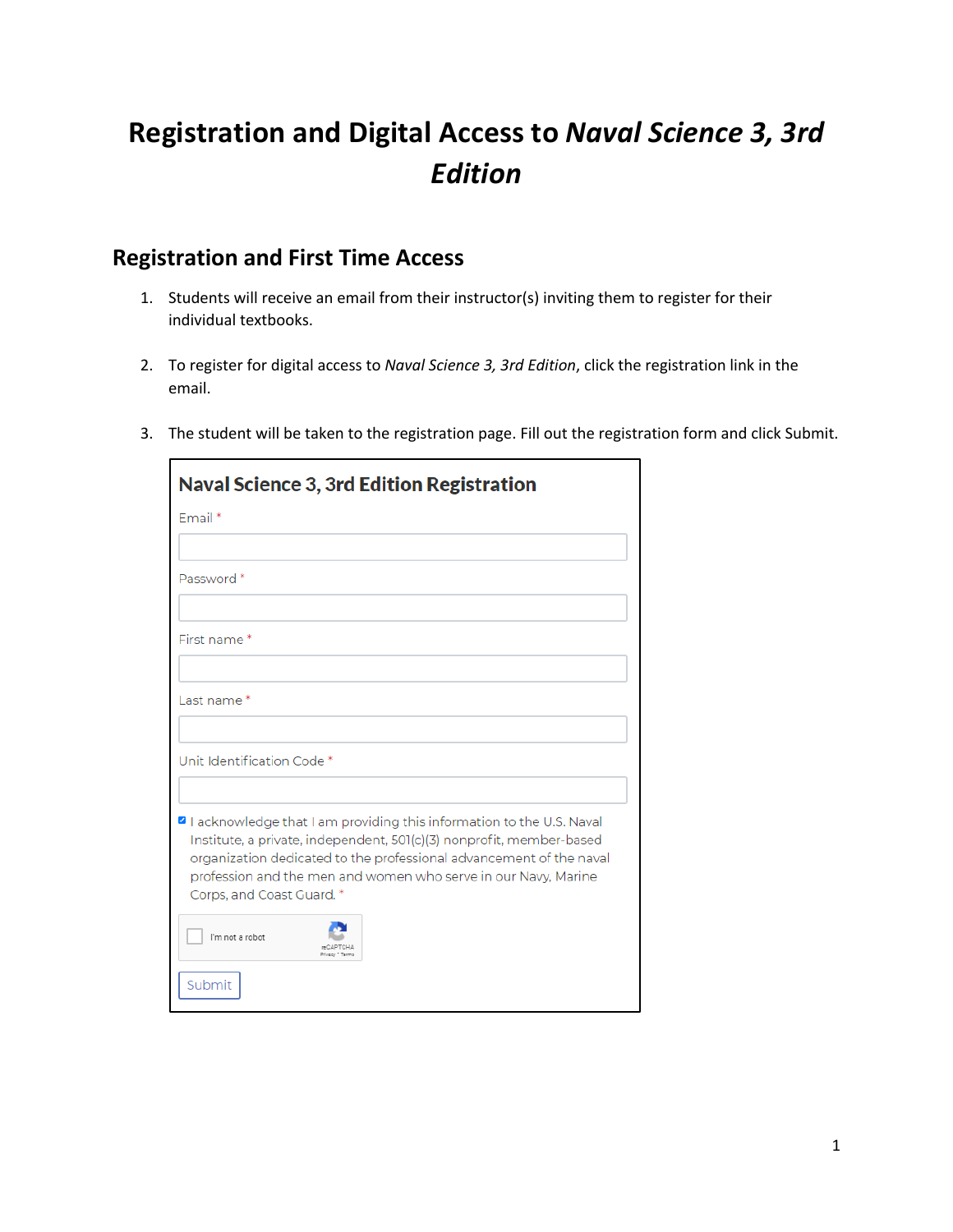# Registration and Digital Access to *Naval Science 3, 3rd Edition*

## Registration and First Time Access

1. Students will receive an email from their instructor(s) inviting them to register for their individual textbooks.

2. To register for digital access to *Naval Science 3, 3rd Edition*, click the registration link in the email.

3. The student will be taken to the registration page. Fill out the registration form and click Submit.

**Naval Science 3, 3rd Edition Registration**

Email *

Password *

First name *

Last name *

Unit Identification Code *

- [x] I acknowledge that I am providing this information to the U.S. Naval Institute, a private, independent, 501(c)(3) nonprofit, member-based organization dedicated to the professional advancement of the naval profession and the men and women who serve in our Navy, Marine Corps, and Coast Guard. *

I'm not a robot

Submit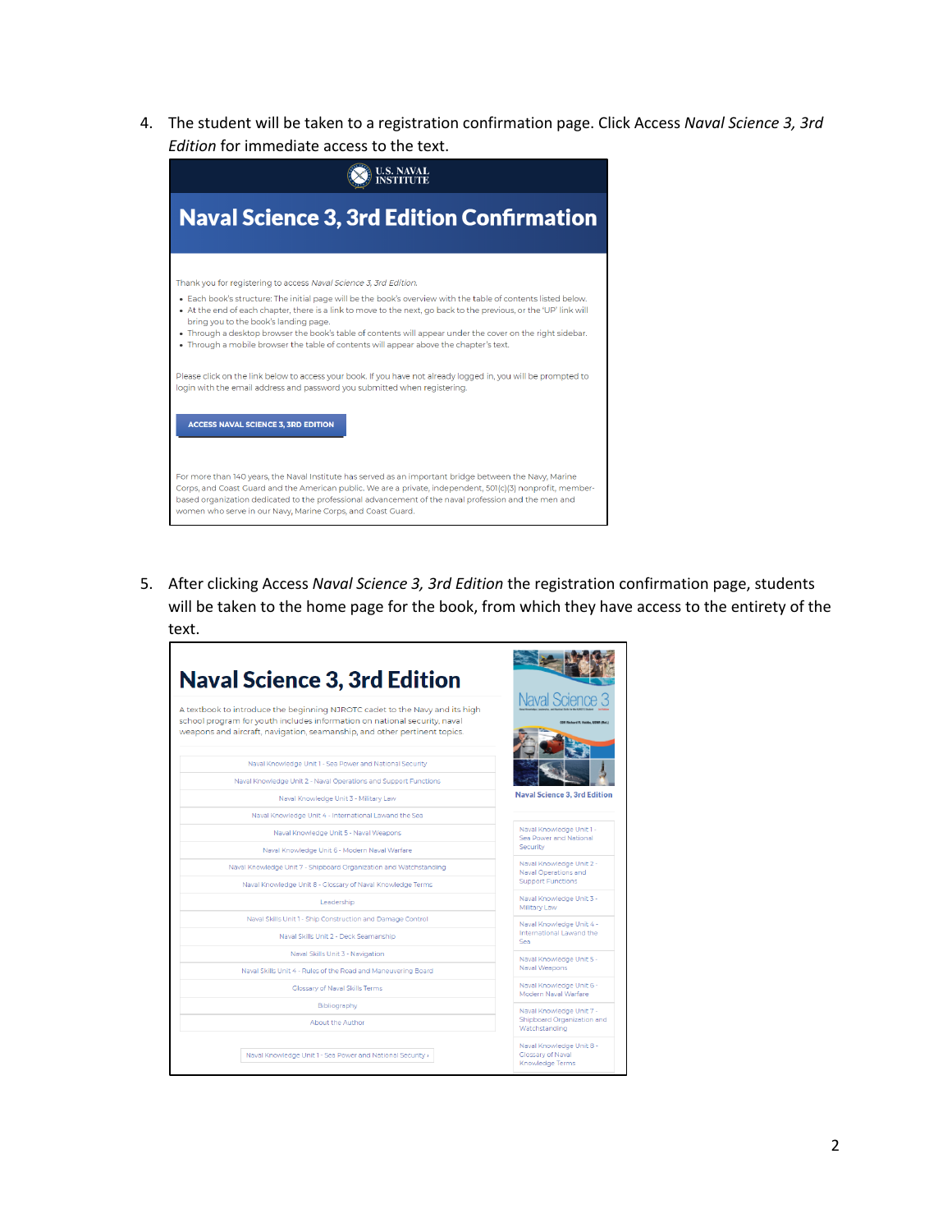4. The student will be taken to a registration confirmation page. Click Access *Naval Science 3, 3rd Edition* for immediate access to the text.

U.S. NAVAL INSTITUTE

## Naval Science 3, 3rd Edition Confirmation

Thank you for registering to access *Naval Science 3, 3rd Edition.*

- Each book's structure: The initial page will be the book's overview with the table of contents listed below.
- At the end of each chapter, there is a link to move to the next, go back to the previous, or the 'UP' link will bring you to the book's landing page.
- Through a desktop browser the book's table of contents will appear under the cover on the right sidebar.
- Through a mobile browser the table of contents will appear above the chapter's text.

Please click on the link below to access your book. If you have not already logged in, you will be prompted to login with the email address and password you submitted when registering.

ACCESS NAVAL SCIENCE 3, 3RD EDITION

For more than 140 years, the Naval Institute has served as an important bridge between the Navy, Marine Corps, and Coast Guard and the American public. We are a private, independent, 501(c)(3) nonprofit, member-based organization dedicated to the professional advancement of the naval profession and the men and women who serve in our Navy, Marine Corps, and Coast Guard.

5. After clicking Access *Naval Science 3, 3rd Edition* the registration confirmation page, students will be taken to the home page for the book, from which they have access to the entirety of the text.

## Naval Science 3, 3rd Edition

A textbook to introduce the beginning NJROTC cadet to the Navy and its high school program for youth includes information on national security, naval weapons and aircraft, navigation, seamanship, and other pertinent topics.

- Naval Knowledge Unit 1 - Sea Power and National Security
- Naval Knowledge Unit 2 - Naval Operations and Support Functions
- Naval Knowledge Unit 3 - Military Law
- Naval Knowledge Unit 4 - International Lawand the Sea
- Naval Knowledge Unit 5 - Naval Weapons
- Naval Knowledge Unit 6 - Modern Naval Warfare
- Naval Knowledge Unit 7 - Shipboard Organization and Watchstanding
- Naval Knowledge Unit 8 - Glossary of Naval Knowledge Terms
- Leadership
- Naval Skills Unit 1 - Ship Construction and Damage Control
- Naval Skills Unit 2 - Deck Seamanship
- Naval Skills Unit 3 - Navigation
- Naval Skills Unit 4 - Rules of the Road and Maneuvering Board
- Glossary of Naval Skills Terms
- Bibliography
- About the Author

Naval Knowledge Unit 1 - Sea Power and National Security ›

Naval Science 3

Naval Science 3, 3rd Edition

- Naval Knowledge Unit 1 - Sea Power and National Security
- Naval Knowledge Unit 2 - Naval Operations and Support Functions
- Naval Knowledge Unit 3 - Military Law
- Naval Knowledge Unit 4 - International Lawand the Sea
- Naval Knowledge Unit 5 - Naval Weapons
- Naval Knowledge Unit 6 - Modern Naval Warfare
- Naval Knowledge Unit 7 - Shipboard Organization and Watchstanding
- Naval Knowledge Unit 8 - Glossary of Naval Knowledge Terms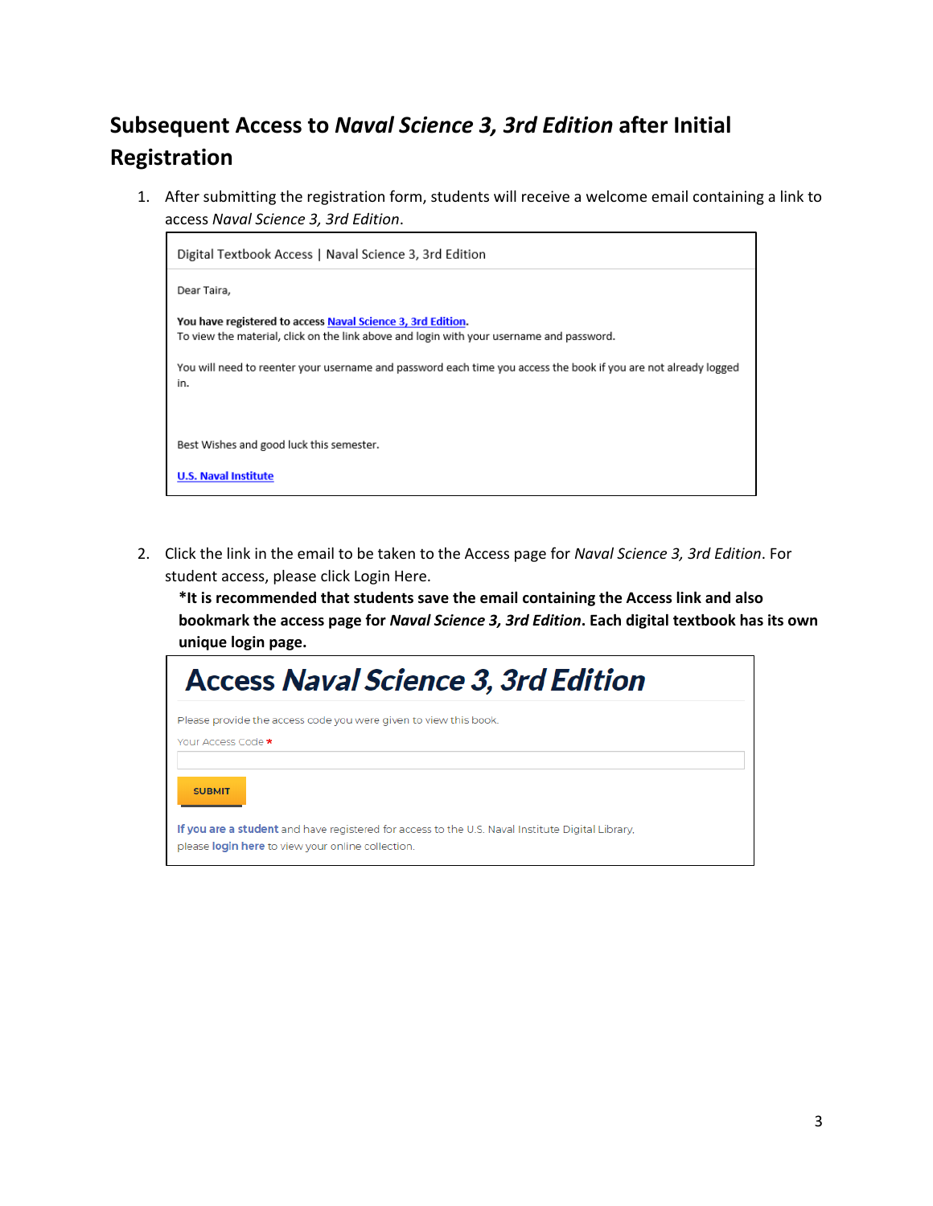## Subsequent Access to *Naval Science 3, 3rd Edition* after Initial Registration

1. After submitting the registration form, students will receive a welcome email containing a link to access *Naval Science 3, 3rd Edition*.

   Digital Textbook Access | Naval Science 3, 3rd Edition

   Dear Taira,

   **You have registered to access Naval Science 3, 3rd Edition.**
   To view the material, click on the link above and login with your username and password.

   You will need to reenter your username and password each time you access the book if you are not already logged in.

   Best Wishes and good luck this semester.

   U.S. Naval Institute

2. Click the link in the email to be taken to the Access page for *Naval Science 3, 3rd Edition*. For student access, please click Login Here.
   **\*It is recommended that students save the email containing the Access link and also bookmark the access page for *Naval Science 3, 3rd Edition*. Each digital textbook has its own unique login page.**

   **Access *Naval Science 3, 3rd Edition***

   Please provide the access code you were given to view this book.

   Your Access Code *

   SUBMIT

   If you are a student and have registered for access to the U.S. Naval Institute Digital Library, please login here to view your online collection.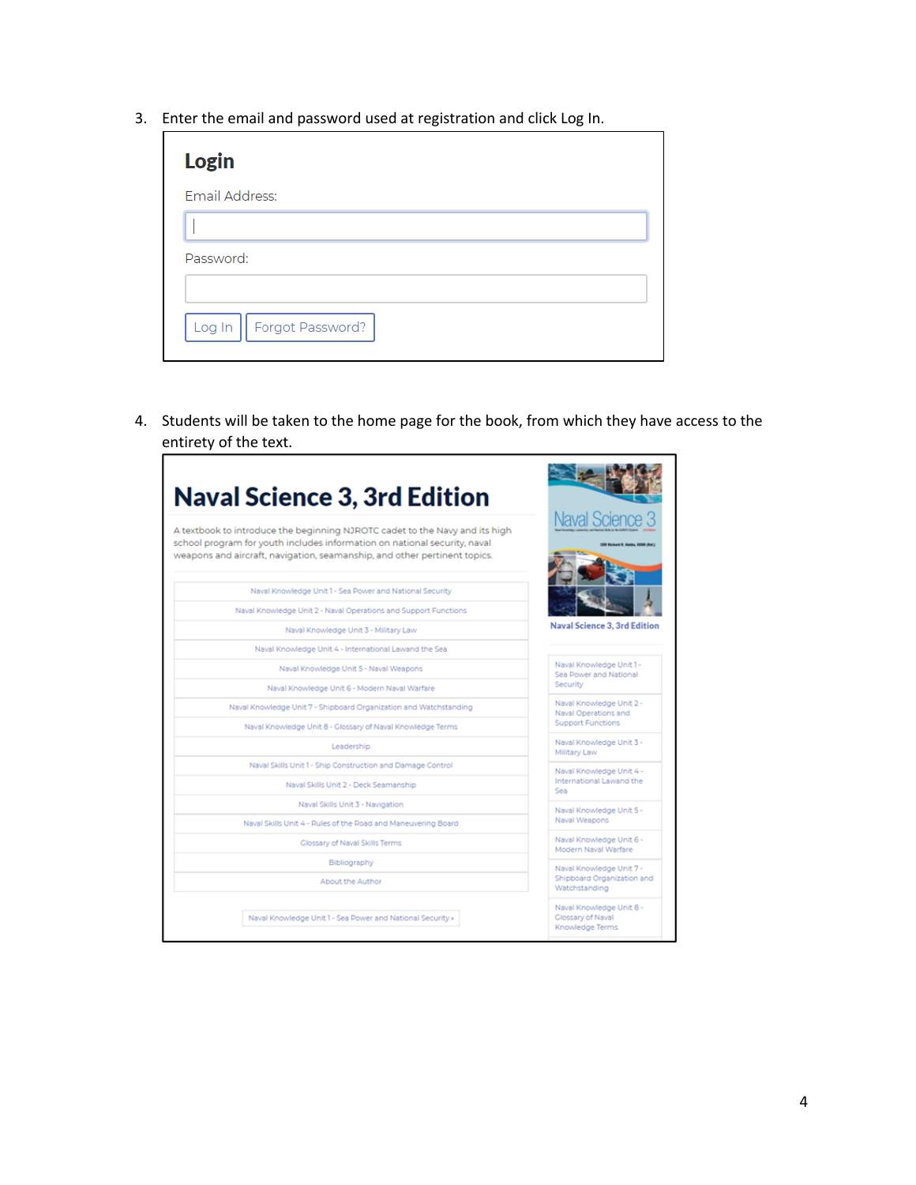3. Enter the email and password used at registration and click Log In.

**Login**

Email Address:

Password:

Log In | Forgot Password?

4. Students will be taken to the home page for the book, from which they have access to the entirety of the text.

# Naval Science 3, 3rd Edition

A textbook to introduce the beginning NJROTC cadet to the Navy and its high school program for youth includes information on national security, naval weapons and aircraft, navigation, seamanship, and other pertinent topics.

- Naval Knowledge Unit 1 - Sea Power and National Security
- Naval Knowledge Unit 2 - Naval Operations and Support Functions
- Naval Knowledge Unit 3 - Military Law
- Naval Knowledge Unit 4 - International Lawand the Sea
- Naval Knowledge Unit 5 - Naval Weapons
- Naval Knowledge Unit 6 - Modern Naval Warfare
- Naval Knowledge Unit 7 - Shipboard Organization and Watchstanding
- Naval Knowledge Unit 8 - Glossary of Naval Knowledge Terms
- Leadership
- Naval Skills Unit 1 - Ship Construction and Damage Control
- Naval Skills Unit 2 - Deck Seamanship
- Naval Skills Unit 3 - Navigation
- Naval Skills Unit 4 - Rules of the Road and Maneuvering Board
- Glossary of Naval Skills Terms
- Bibliography
- About the Author

Naval Knowledge Unit 1 - Sea Power and National Security ›

Naval Science 3, 3rd Edition

- Naval Knowledge Unit 1 - Sea Power and National Security
- Naval Knowledge Unit 2 - Naval Operations and Support Functions
- Naval Knowledge Unit 3 - Military Law
- Naval Knowledge Unit 4 - International Lawand the Sea
- Naval Knowledge Unit 5 - Naval Weapons
- Naval Knowledge Unit 6 - Modern Naval Warfare
- Naval Knowledge Unit 7 - Shipboard Organization and Watchstanding
- Naval Knowledge Unit 8 - Glossary of Naval Knowledge Terms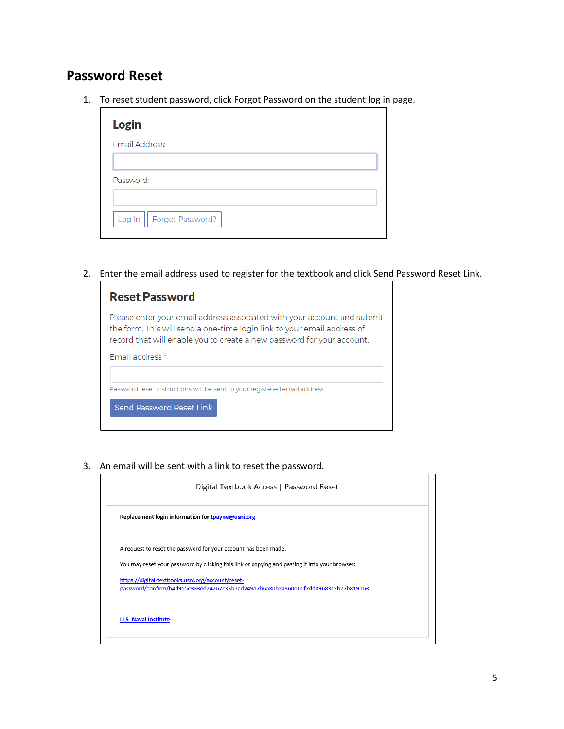## Password Reset

1. To reset student password, click Forgot Password on the student log in page.

   **Login**

   Email Address:

   Password:

   Log In | Forgot Password?

2. Enter the email address used to register for the textbook and click Send Password Reset Link.

   **Reset Password**

   Please enter your email address associated with your account and submit the form. This will send a one-time login link to your email address of record that will enable you to create a new password for your account.

   Email address *

   Password reset instructions will be sent to your registered email address.

   Send Password Reset Link

3. An email will be sent with a link to reset the password.

   Digital Textbook Access | Password Reset

   **Replacement login information for tpayne@usni.org**

   A request to reset the password for your account has been made.

   You may reset your password by clicking this link or copying and pasting it into your browser:

   https://digital-textbooks.usni.org/account/reset-password/confirm/b4d955c383ed24267c33b7ad249a7b6a80b2a360066f7dd09683c3b77b819163

   **U.S. Naval Institute**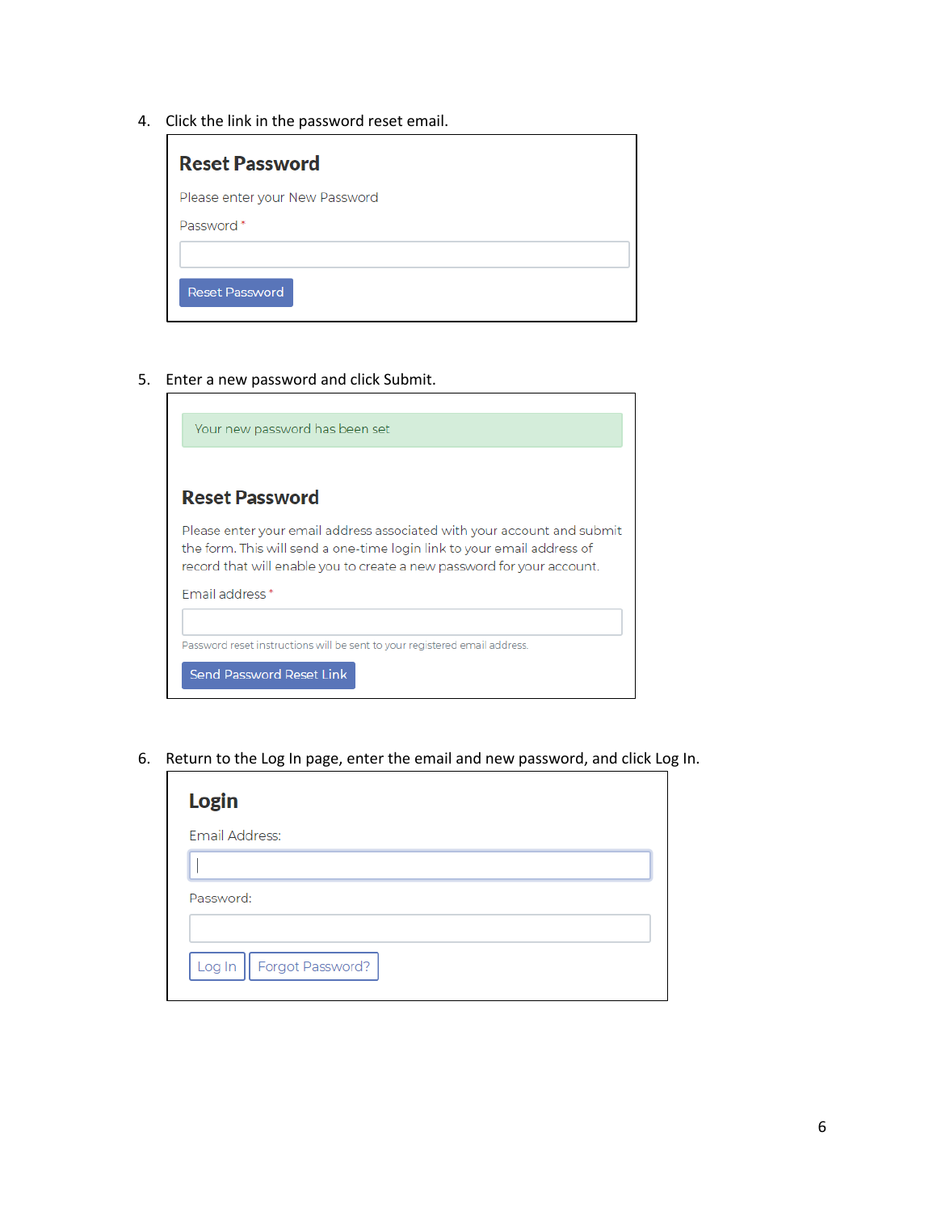4. Click the link in the password reset email.

**Reset Password**

Please enter your New Password

Password *

Reset Password

5. Enter a new password and click Submit.

Your new password has been set

**Reset Password**

Please enter your email address associated with your account and submit the form. This will send a one-time login link to your email address of record that will enable you to create a new password for your account.

Email address *

Password reset instructions will be sent to your registered email address.

Send Password Reset Link

6. Return to the Log In page, enter the email and new password, and click Log In.

**Login**

Email Address:

Password:

Log In Forgot Password?